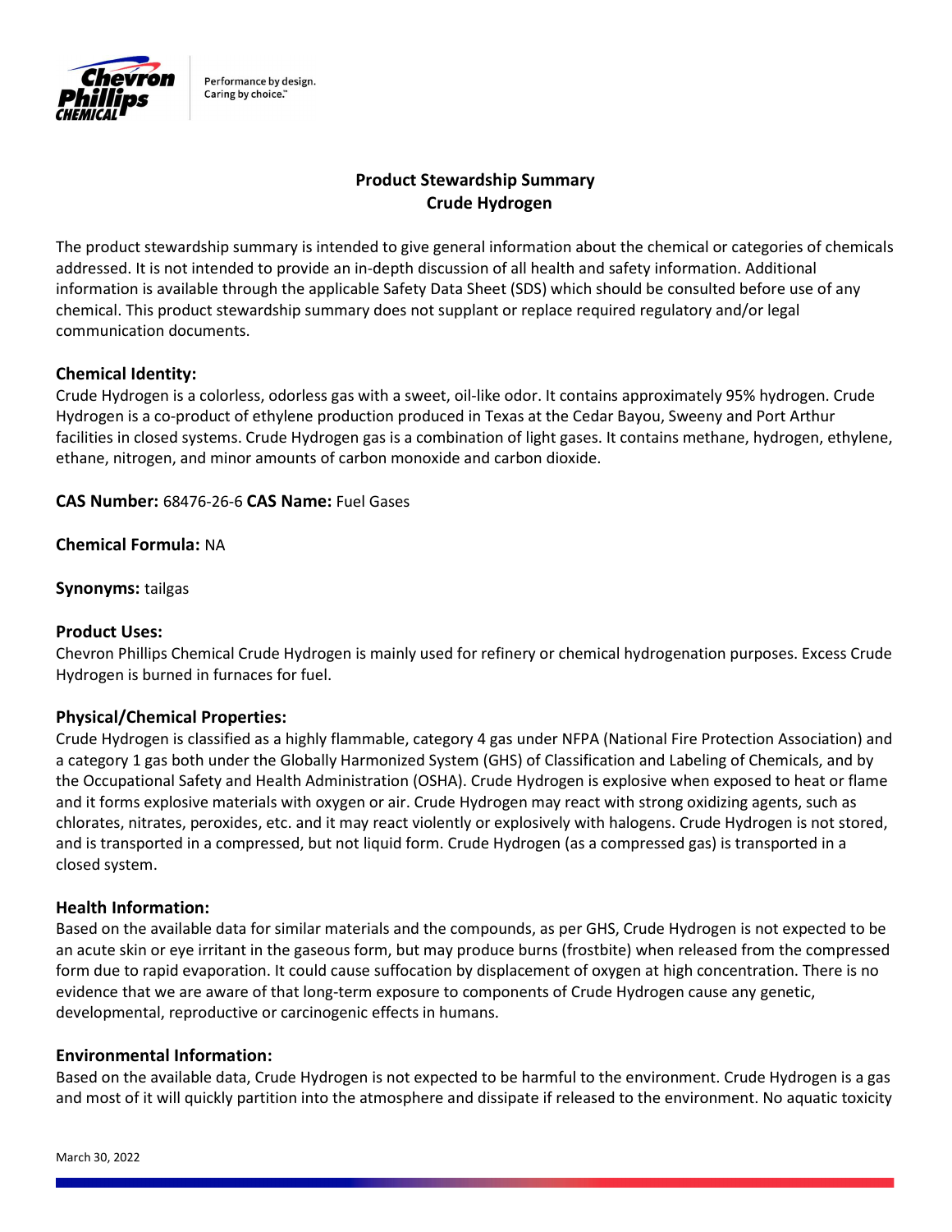# Product Stewardship Summary
## Crude Hydrogen

The product stewardship summary is intended to give general information about the chemical or categories of chemicals addressed. It is not intended to provide an in-depth discussion of all health and safety information. Additional information is available through the applicable Safety Data Sheet (SDS) which should be consulted before use of any chemical. This product stewardship summary does not supplant or replace required regulatory and/or legal communication documents.

### Chemical Identity:

Crude Hydrogen is a colorless, odorless gas with a sweet, oil-like odor. It contains approximately 95% hydrogen. Crude Hydrogen is a co-product of ethylene production produced in Texas at the Cedar Bayou, Sweeny and Port Arthur facilities in closed systems. Crude Hydrogen gas is a combination of light gases. It contains methane, hydrogen, ethylene, ethane, nitrogen, and minor amounts of carbon monoxide and carbon dioxide.

**CAS Number:** 68476-26-6 **CAS Name:** Fuel Gases

**Chemical Formula:** NA

**Synonyms:** tailgas

### Product Uses:

Chevron Phillips Chemical Crude Hydrogen is mainly used for refinery or chemical hydrogenation purposes. Excess Crude Hydrogen is burned in furnaces for fuel.

### Physical/Chemical Properties:

Crude Hydrogen is classified as a highly flammable, category 4 gas under NFPA (National Fire Protection Association) and a category 1 gas both under the Globally Harmonized System (GHS) of Classification and Labeling of Chemicals, and by the Occupational Safety and Health Administration (OSHA). Crude Hydrogen is explosive when exposed to heat or flame and it forms explosive materials with oxygen or air. Crude Hydrogen may react with strong oxidizing agents, such as chlorates, nitrates, peroxides, etc. and it may react violently or explosively with halogens. Crude Hydrogen is not stored, and is transported in a compressed, but not liquid form. Crude Hydrogen (as a compressed gas) is transported in a closed system.

### Health Information:

Based on the available data for similar materials and the compounds, as per GHS, Crude Hydrogen is not expected to be an acute skin or eye irritant in the gaseous form, but may produce burns (frostbite) when released from the compressed form due to rapid evaporation. It could cause suffocation by displacement of oxygen at high concentration. There is no evidence that we are aware of that long-term exposure to components of Crude Hydrogen cause any genetic, developmental, reproductive or carcinogenic effects in humans.

### Environmental Information:

Based on the available data, Crude Hydrogen is not expected to be harmful to the environment. Crude Hydrogen is a gas and most of it will quickly partition into the atmosphere and dissipate if released to the environment. No aquatic toxicity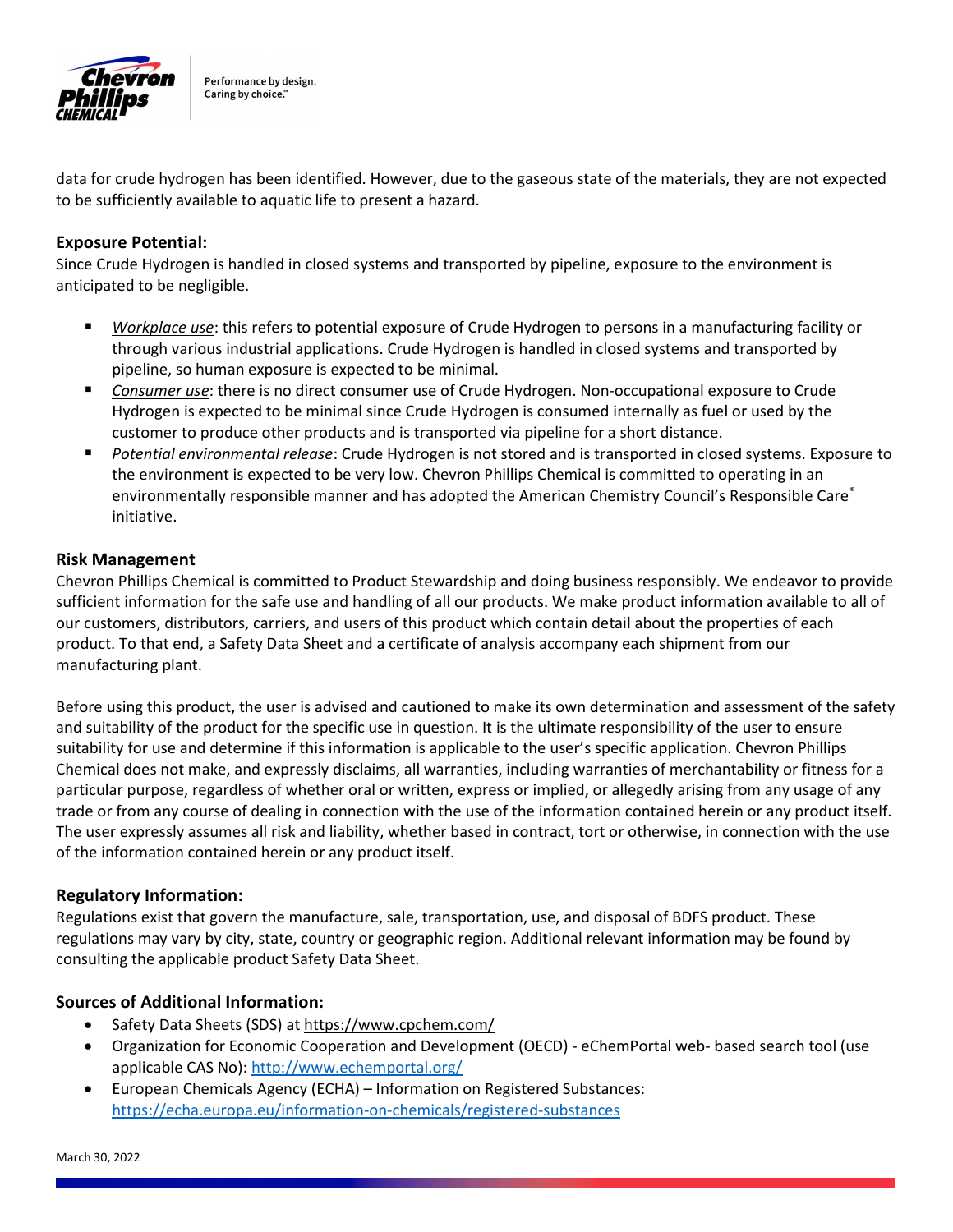data for crude hydrogen has been identified. However, due to the gaseous state of the materials, they are not expected to be sufficiently available to aquatic life to present a hazard.

### Exposure Potential:

Since Crude Hydrogen is handled in closed systems and transported by pipeline, exposure to the environment is anticipated to be negligible.

- *Workplace use*: this refers to potential exposure of Crude Hydrogen to persons in a manufacturing facility or through various industrial applications. Crude Hydrogen is handled in closed systems and transported by pipeline, so human exposure is expected to be minimal.
- *Consumer use*: there is no direct consumer use of Crude Hydrogen. Non-occupational exposure to Crude Hydrogen is expected to be minimal since Crude Hydrogen is consumed internally as fuel or used by the customer to produce other products and is transported via pipeline for a short distance.
- *Potential environmental release*: Crude Hydrogen is not stored and is transported in closed systems. Exposure to the environment is expected to be very low. Chevron Phillips Chemical is committed to operating in an environmentally responsible manner and has adopted the American Chemistry Council's Responsible Care® initiative.

### Risk Management

Chevron Phillips Chemical is committed to Product Stewardship and doing business responsibly. We endeavor to provide sufficient information for the safe use and handling of all our products. We make product information available to all of our customers, distributors, carriers, and users of this product which contain detail about the properties of each product. To that end, a Safety Data Sheet and a certificate of analysis accompany each shipment from our manufacturing plant.

Before using this product, the user is advised and cautioned to make its own determination and assessment of the safety and suitability of the product for the specific use in question. It is the ultimate responsibility of the user to ensure suitability for use and determine if this information is applicable to the user's specific application. Chevron Phillips Chemical does not make, and expressly disclaims, all warranties, including warranties of merchantability or fitness for a particular purpose, regardless of whether oral or written, express or implied, or allegedly arising from any usage of any trade or from any course of dealing in connection with the use of the information contained herein or any product itself. The user expressly assumes all risk and liability, whether based in contract, tort or otherwise, in connection with the use of the information contained herein or any product itself.

### Regulatory Information:

Regulations exist that govern the manufacture, sale, transportation, use, and disposal of BDFS product. These regulations may vary by city, state, country or geographic region. Additional relevant information may be found by consulting the applicable product Safety Data Sheet.

### Sources of Additional Information:

- Safety Data Sheets (SDS) at https://www.cpchem.com/
- Organization for Economic Cooperation and Development (OECD) - eChemPortal web- based search tool (use applicable CAS No): http://www.echemportal.org/
- European Chemicals Agency (ECHA) – Information on Registered Substances: https://echa.europa.eu/information-on-chemicals/registered-substances

March 30, 2022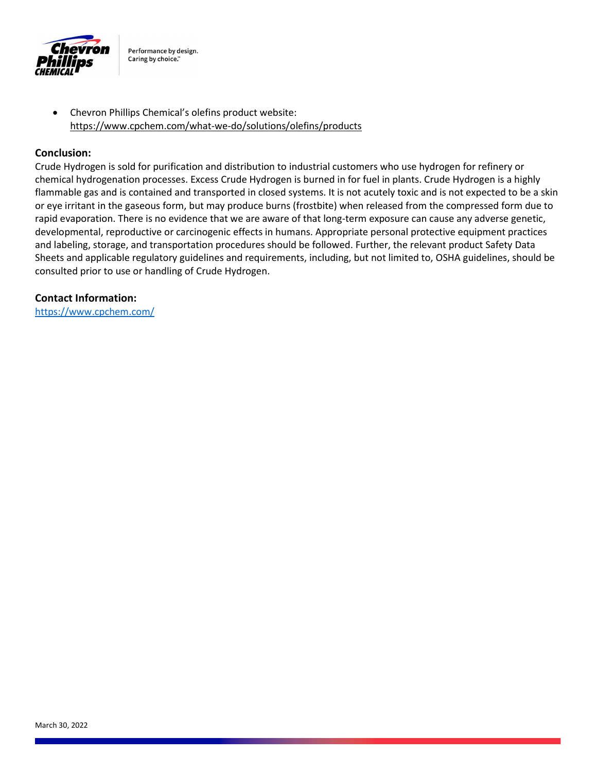- Chevron Phillips Chemical's olefins product website: https://www.cpchem.com/what-we-do/solutions/olefins/products

## Conclusion:

Crude Hydrogen is sold for purification and distribution to industrial customers who use hydrogen for refinery or chemical hydrogenation processes. Excess Crude Hydrogen is burned in for fuel in plants. Crude Hydrogen is a highly flammable gas and is contained and transported in closed systems. It is not acutely toxic and is not expected to be a skin or eye irritant in the gaseous form, but may produce burns (frostbite) when released from the compressed form due to rapid evaporation. There is no evidence that we are aware of that long-term exposure can cause any adverse genetic, developmental, reproductive or carcinogenic effects in humans. Appropriate personal protective equipment practices and labeling, storage, and transportation procedures should be followed. Further, the relevant product Safety Data Sheets and applicable regulatory guidelines and requirements, including, but not limited to, OSHA guidelines, should be consulted prior to use or handling of Crude Hydrogen.

## Contact Information:

https://www.cpchem.com/

March 30, 2022